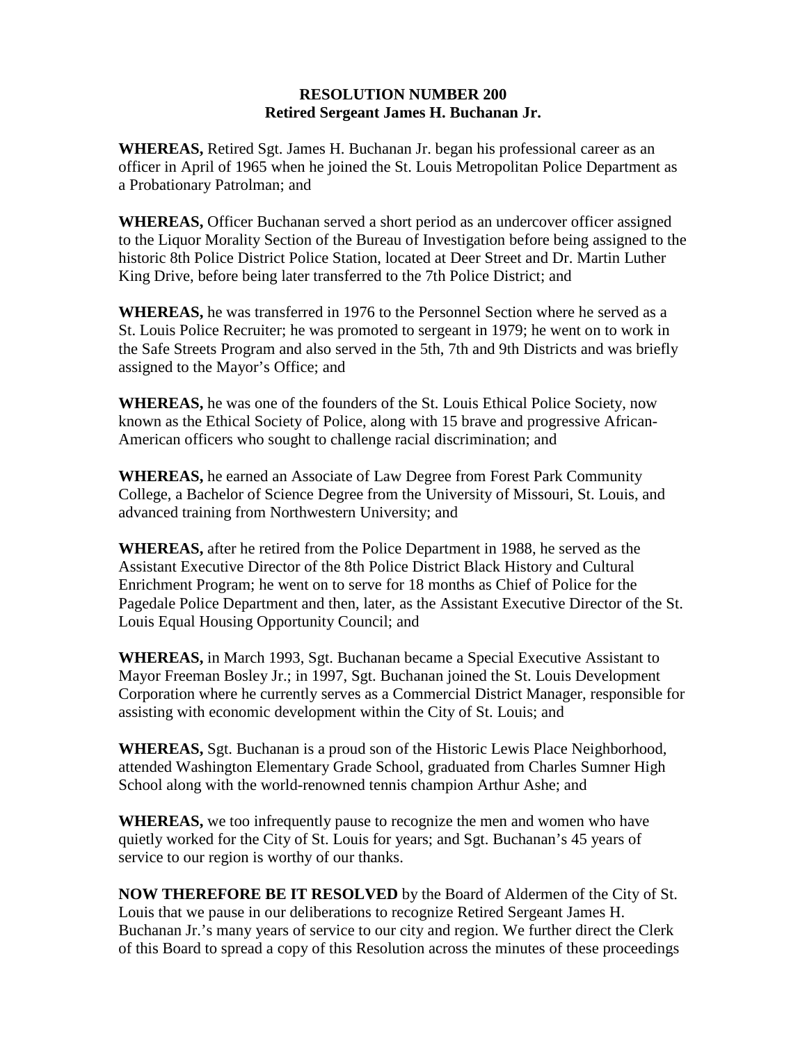**RESOLUTION NUMBER 200**
**Retired Sergeant James H. Buchanan Jr.**

**WHEREAS,** Retired Sgt. James H. Buchanan Jr. began his professional career as an officer in April of 1965 when he joined the St. Louis Metropolitan Police Department as a Probationary Patrolman; and

**WHEREAS,** Officer Buchanan served a short period as an undercover officer assigned to the Liquor Morality Section of the Bureau of Investigation before being assigned to the historic 8th Police District Police Station, located at Deer Street and Dr. Martin Luther King Drive, before being later transferred to the 7th Police District; and

**WHEREAS,** he was transferred in 1976 to the Personnel Section where he served as a St. Louis Police Recruiter; he was promoted to sergeant in 1979; he went on to work in the Safe Streets Program and also served in the 5th, 7th and 9th Districts and was briefly assigned to the Mayor's Office; and

**WHEREAS,** he was one of the founders of the St. Louis Ethical Police Society, now known as the Ethical Society of Police, along with 15 brave and progressive African-American officers who sought to challenge racial discrimination; and

**WHEREAS,** he earned an Associate of Law Degree from Forest Park Community College, a Bachelor of Science Degree from the University of Missouri, St. Louis, and advanced training from Northwestern University; and

**WHEREAS,** after he retired from the Police Department in 1988, he served as the Assistant Executive Director of the 8th Police District Black History and Cultural Enrichment Program; he went on to serve for 18 months as Chief of Police for the Pagedale Police Department and then, later, as the Assistant Executive Director of the St. Louis Equal Housing Opportunity Council; and

**WHEREAS,** in March 1993, Sgt. Buchanan became a Special Executive Assistant to Mayor Freeman Bosley Jr.; in 1997, Sgt. Buchanan joined the St. Louis Development Corporation where he currently serves as a Commercial District Manager, responsible for assisting with economic development within the City of St. Louis; and

**WHEREAS,** Sgt. Buchanan is a proud son of the Historic Lewis Place Neighborhood, attended Washington Elementary Grade School, graduated from Charles Sumner High School along with the world-renowned tennis champion Arthur Ashe; and

**WHEREAS,** we too infrequently pause to recognize the men and women who have quietly worked for the City of St. Louis for years; and Sgt. Buchanan's 45 years of service to our region is worthy of our thanks.

**NOW THEREFORE BE IT RESOLVED** by the Board of Aldermen of the City of St. Louis that we pause in our deliberations to recognize Retired Sergeant James H. Buchanan Jr.'s many years of service to our city and region. We further direct the Clerk of this Board to spread a copy of this Resolution across the minutes of these proceedings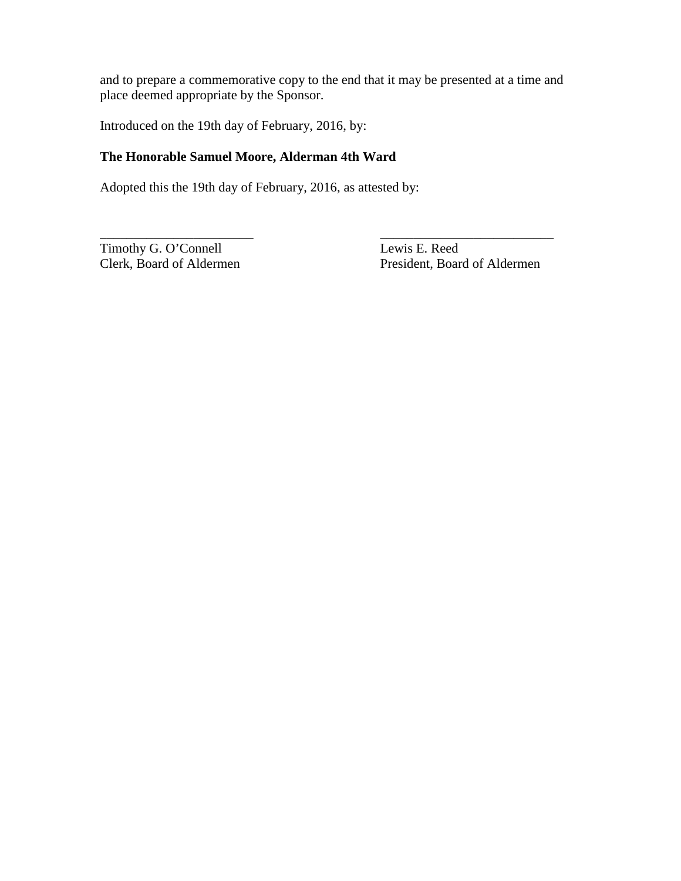and to prepare a commemorative copy to the end that it may be presented at a time and place deemed appropriate by the Sponsor.

Introduced on the 19th day of February, 2016, by:

**The Honorable Samuel Moore, Alderman 4th Ward**

Adopted this the 19th day of February, 2016, as attested by:

| | |
|---|---|
| _______________________ | __________________________ |
| Timothy G. O'Connell | Lewis E. Reed |
| Clerk, Board of Aldermen | President, Board of Aldermen |